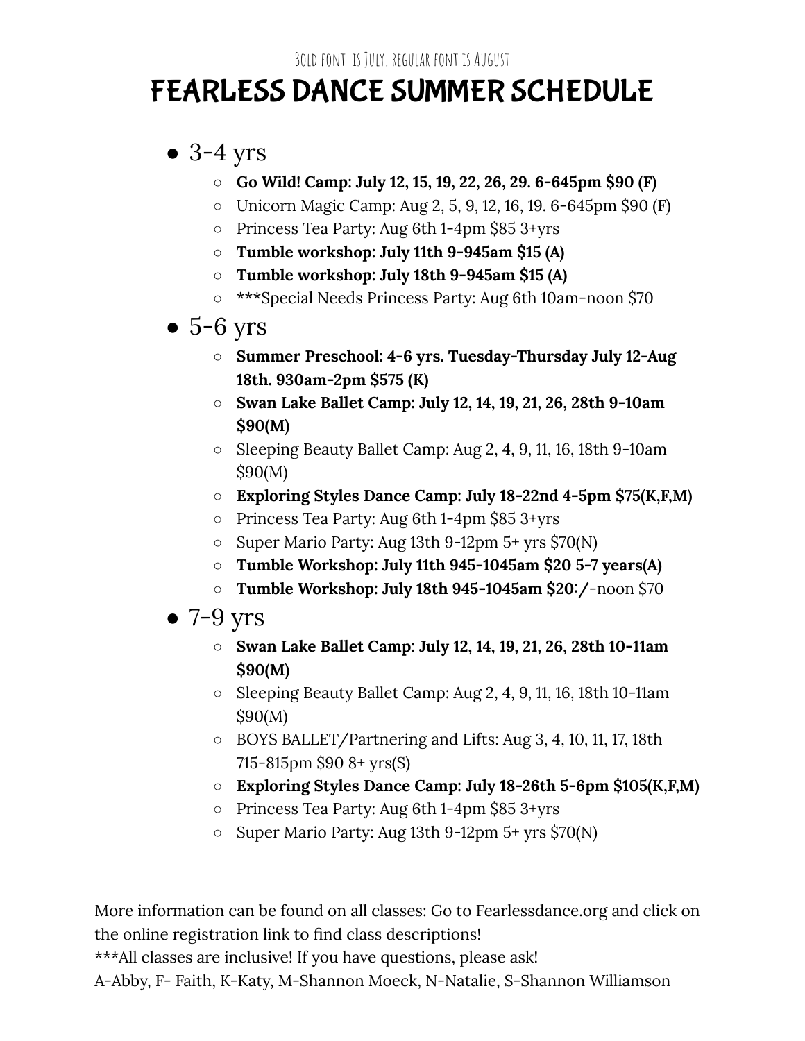Bold font is July, regular font is August

# FEARLESS DANCE SUMMER SCHEDULE

- 3-4 yrs
  - **Go Wild! Camp: July 12, 15, 19, 22, 26, 29. 6-645pm $90 (F)**
  - Unicorn Magic Camp: Aug 2, 5, 9, 12, 16, 19. 6-645pm $90 (F)
  - Princess Tea Party: Aug 6th 1-4pm $85 3+yrs
  - **Tumble workshop: July 11th 9-945am $15 (A)**
  - **Tumble workshop: July 18th 9-945am $15 (A)**
  - ***Special Needs Princess Party: Aug 6th 10am-noon $70
- 5-6 yrs
  - **Summer Preschool: 4-6 yrs. Tuesday-Thursday July 12-Aug 18th. 930am-2pm $575 (K)**
  - **Swan Lake Ballet Camp: July 12, 14, 19, 21, 26, 28th 9-10am $90(M)**
  - Sleeping Beauty Ballet Camp: Aug 2, 4, 9, 11, 16, 18th 9-10am $90(M)
  - **Exploring Styles Dance Camp: July 18-22nd 4-5pm $75(K,F,M)**
  - Princess Tea Party: Aug 6th 1-4pm $85 3+yrs
  - Super Mario Party: Aug 13th 9-12pm 5+ yrs $70(N)
  - **Tumble Workshop: July 11th 945-1045am $20 5-7 years(A)**
  - **Tumble Workshop: July 18th 945-1045am $20:/**-noon $70
- 7-9 yrs
  - **Swan Lake Ballet Camp: July 12, 14, 19, 21, 26, 28th 10-11am $90(M)**
  - Sleeping Beauty Ballet Camp: Aug 2, 4, 9, 11, 16, 18th 10-11am $90(M)
  - BOYS BALLET/Partnering and Lifts: Aug 3, 4, 10, 11, 17, 18th 715-815pm $90 8+ yrs(S)
  - **Exploring Styles Dance Camp: July 18-26th 5-6pm $105(K,F,M)**
  - Princess Tea Party: Aug 6th 1-4pm $85 3+yrs
  - Super Mario Party: Aug 13th 9-12pm 5+ yrs $70(N)

More information can be found on all classes: Go to Fearlessdance.org and click on the online registration link to find class descriptions!

***All classes are inclusive! If you have questions, please ask!

A-Abby, F- Faith, K-Katy, M-Shannon Moeck, N-Natalie, S-Shannon Williamson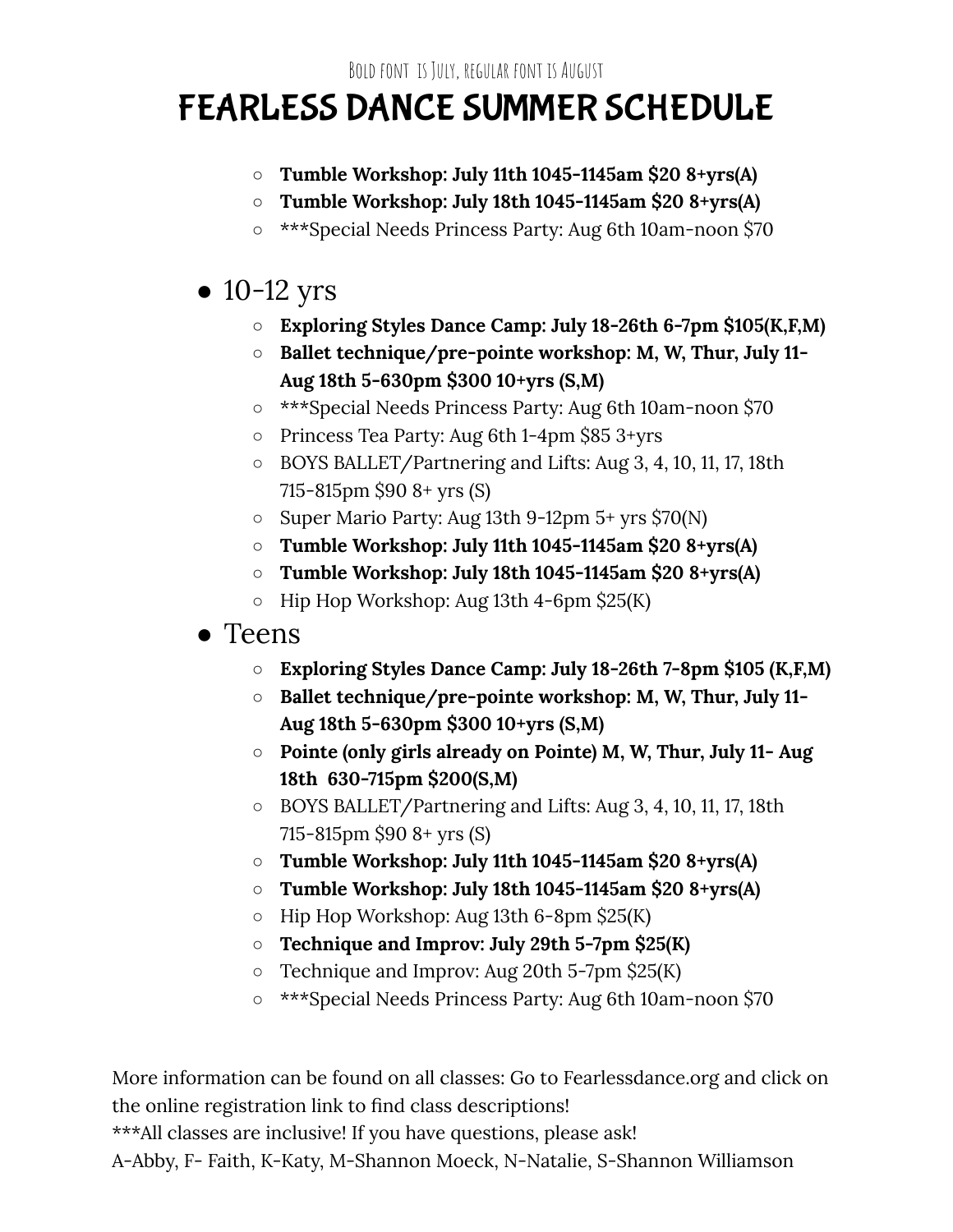Bold font is July, regular font is August

# FEARLESS DANCE SUMMER SCHEDULE

- **Tumble Workshop: July 11th 1045-1145am $20 8+yrs(A)**
- **Tumble Workshop: July 18th 1045-1145am $20 8+yrs(A)**
- ***Special Needs Princess Party: Aug 6th 10am-noon $70

- 10-12 yrs
  - **Exploring Styles Dance Camp: July 18-26th 6-7pm $105(K,F,M)**
  - **Ballet technique/pre-pointe workshop: M, W, Thur, July 11-Aug 18th 5-630pm $300 10+yrs (S,M)**
  - ***Special Needs Princess Party: Aug 6th 10am-noon $70
  - Princess Tea Party: Aug 6th 1-4pm $85 3+yrs
  - BOYS BALLET/Partnering and Lifts: Aug 3, 4, 10, 11, 17, 18th 715-815pm $90 8+ yrs (S)
  - Super Mario Party: Aug 13th 9-12pm 5+ yrs $70(N)
  - **Tumble Workshop: July 11th 1045-1145am $20 8+yrs(A)**
  - **Tumble Workshop: July 18th 1045-1145am $20 8+yrs(A)**
  - Hip Hop Workshop: Aug 13th 4-6pm $25(K)
- Teens
  - **Exploring Styles Dance Camp: July 18-26th 7-8pm $105 (K,F,M)**
  - **Ballet technique/pre-pointe workshop: M, W, Thur, July 11-Aug 18th 5-630pm $300 10+yrs (S,M)**
  - **Pointe (only girls already on Pointe) M, W, Thur, July 11- Aug 18th 630-715pm $200(S,M)**
  - BOYS BALLET/Partnering and Lifts: Aug 3, 4, 10, 11, 17, 18th 715-815pm $90 8+ yrs (S)
  - **Tumble Workshop: July 11th 1045-1145am $20 8+yrs(A)**
  - **Tumble Workshop: July 18th 1045-1145am $20 8+yrs(A)**
  - Hip Hop Workshop: Aug 13th 6-8pm $25(K)
  - **Technique and Improv: July 29th 5-7pm $25(K)**
  - Technique and Improv: Aug 20th 5-7pm $25(K)
  - ***Special Needs Princess Party: Aug 6th 10am-noon $70

More information can be found on all classes: Go to Fearlessdance.org and click on the online registration link to find class descriptions!
***All classes are inclusive! If you have questions, please ask!
A-Abby, F- Faith, K-Katy, M-Shannon Moeck, N-Natalie, S-Shannon Williamson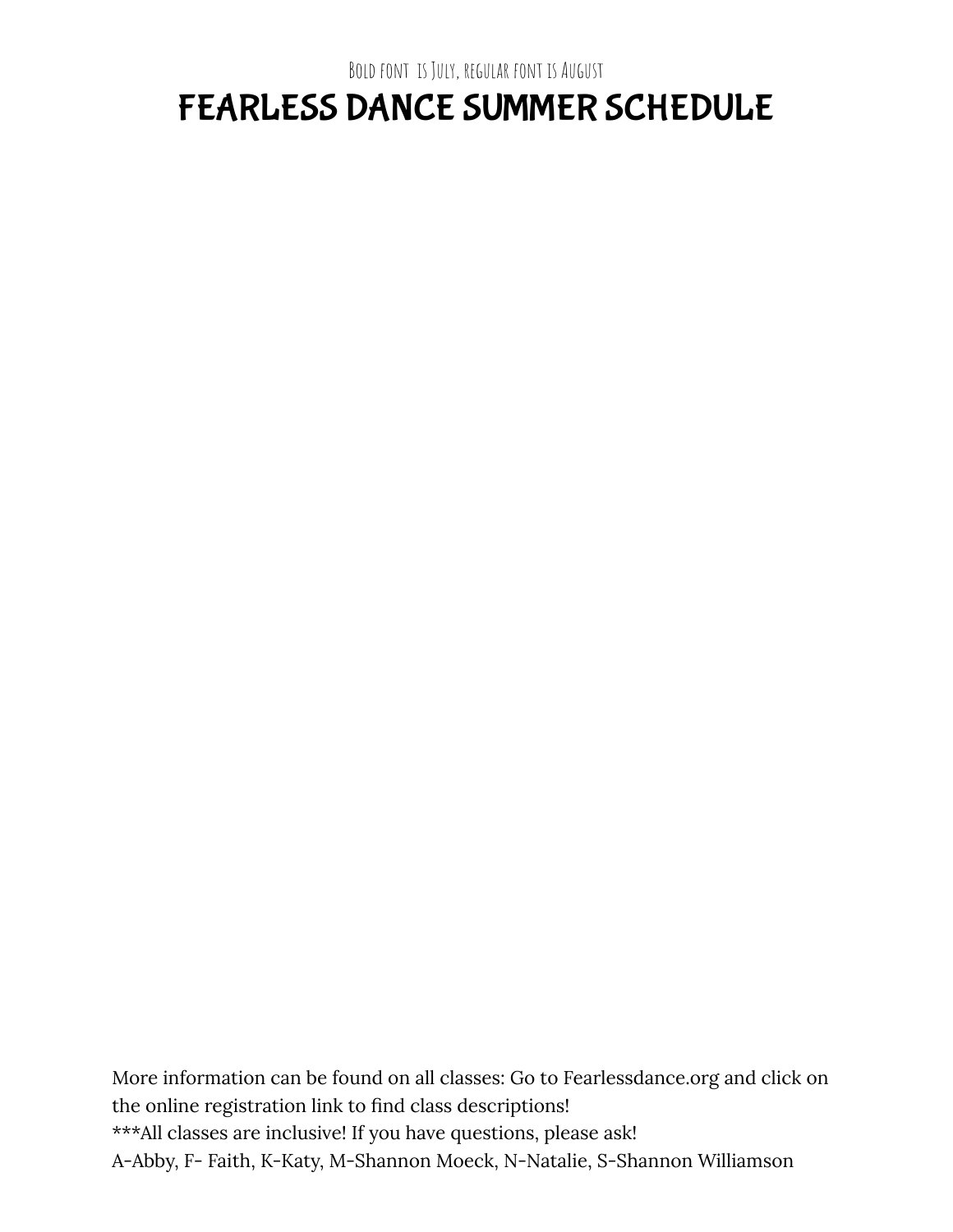Bold font is July, regular font is August

# FEARLESS DANCE SUMMER SCHEDULE

More information can be found on all classes: Go to Fearlessdance.org and click on the online registration link to find class descriptions!

***All classes are inclusive! If you have questions, please ask!

A-Abby, F- Faith, K-Katy, M-Shannon Moeck, N-Natalie, S-Shannon Williamson